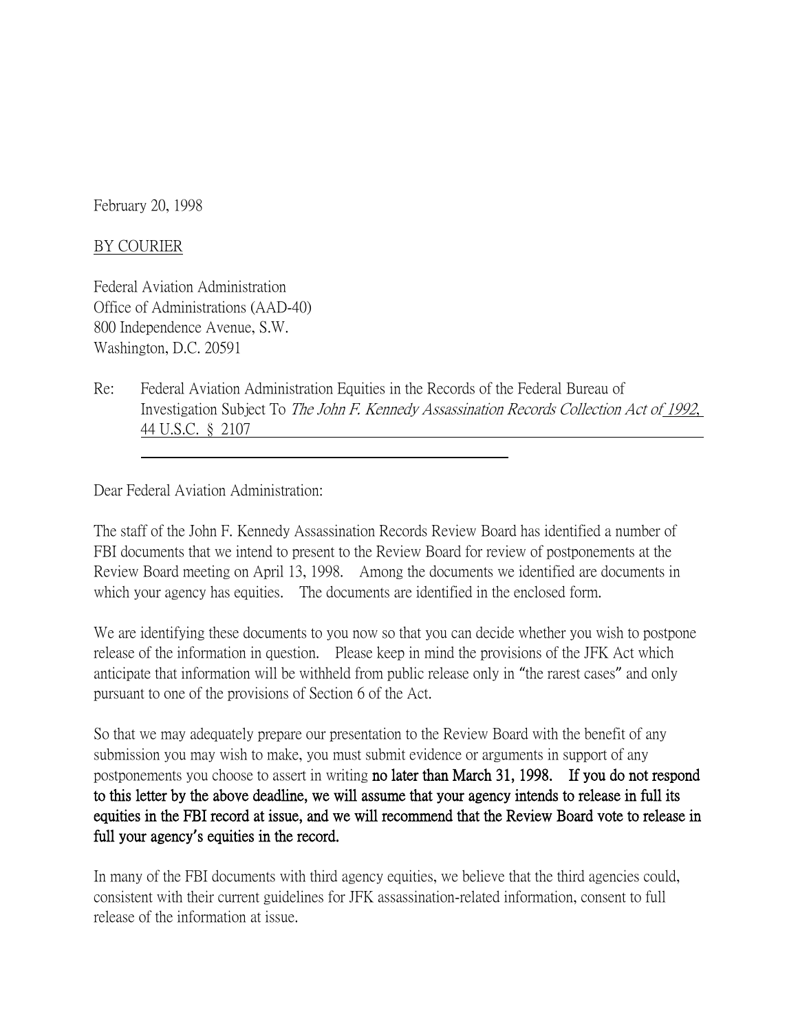February 20, 1998

BY COURIER

Federal Aviation Administration
Office of Administrations (AAD-40)
800 Independence Avenue, S.W.
Washington, D.C. 20591

Re: Federal Aviation Administration Equities in the Records of the Federal Bureau of Investigation Subject To *The John F. Kennedy Assassination Records Collection Act of* 1992, 44 U.S.C. § 2107

Dear Federal Aviation Administration:

The staff of the John F. Kennedy Assassination Records Review Board has identified a number of FBI documents that we intend to present to the Review Board for review of postponements at the Review Board meeting on April 13, 1998. Among the documents we identified are documents in which your agency has equities. The documents are identified in the enclosed form.

We are identifying these documents to you now so that you can decide whether you wish to postpone release of the information in question. Please keep in mind the provisions of the JFK Act which anticipate that information will be withheld from public release only in "the rarest cases" and only pursuant to one of the provisions of Section 6 of the Act.

So that we may adequately prepare our presentation to the Review Board with the benefit of any submission you may wish to make, you must submit evidence or arguments in support of any postponements you choose to assert in writing **no later than March 31, 1998. If you do not respond to this letter by the above deadline, we will assume that your agency intends to release in full its equities in the FBI record at issue, and we will recommend that the Review Board vote to release in full your agency's equities in the record.**

In many of the FBI documents with third agency equities, we believe that the third agencies could, consistent with their current guidelines for JFK assassination-related information, consent to full release of the information at issue.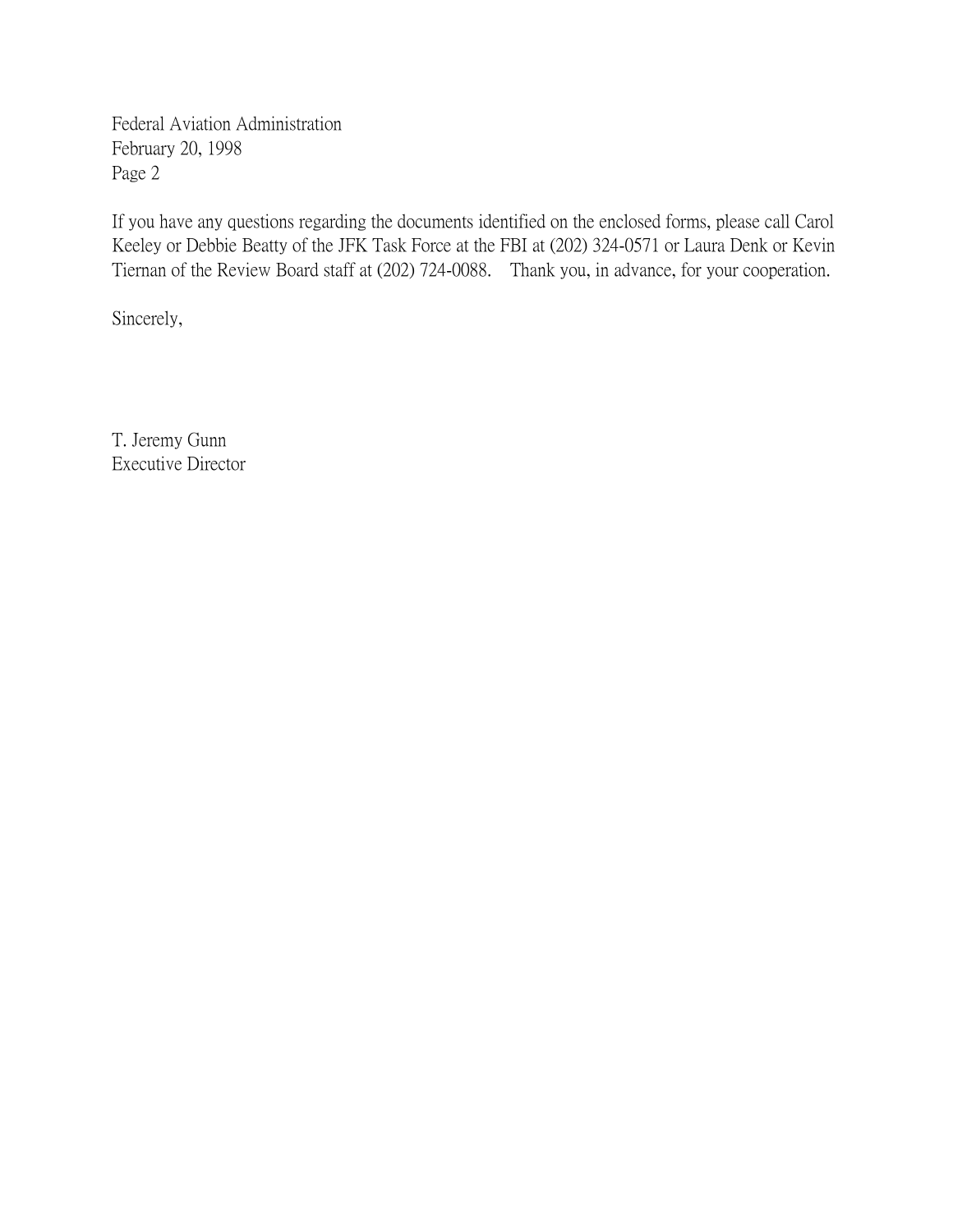Federal Aviation Administration
February 20, 1998
Page 2

If you have any questions regarding the documents identified on the enclosed forms, please call Carol Keeley or Debbie Beatty of the JFK Task Force at the FBI at (202) 324-0571 or Laura Denk or Kevin Tiernan of the Review Board staff at (202) 724-0088. Thank you, in advance, for your cooperation.

Sincerely,

T. Jeremy Gunn
Executive Director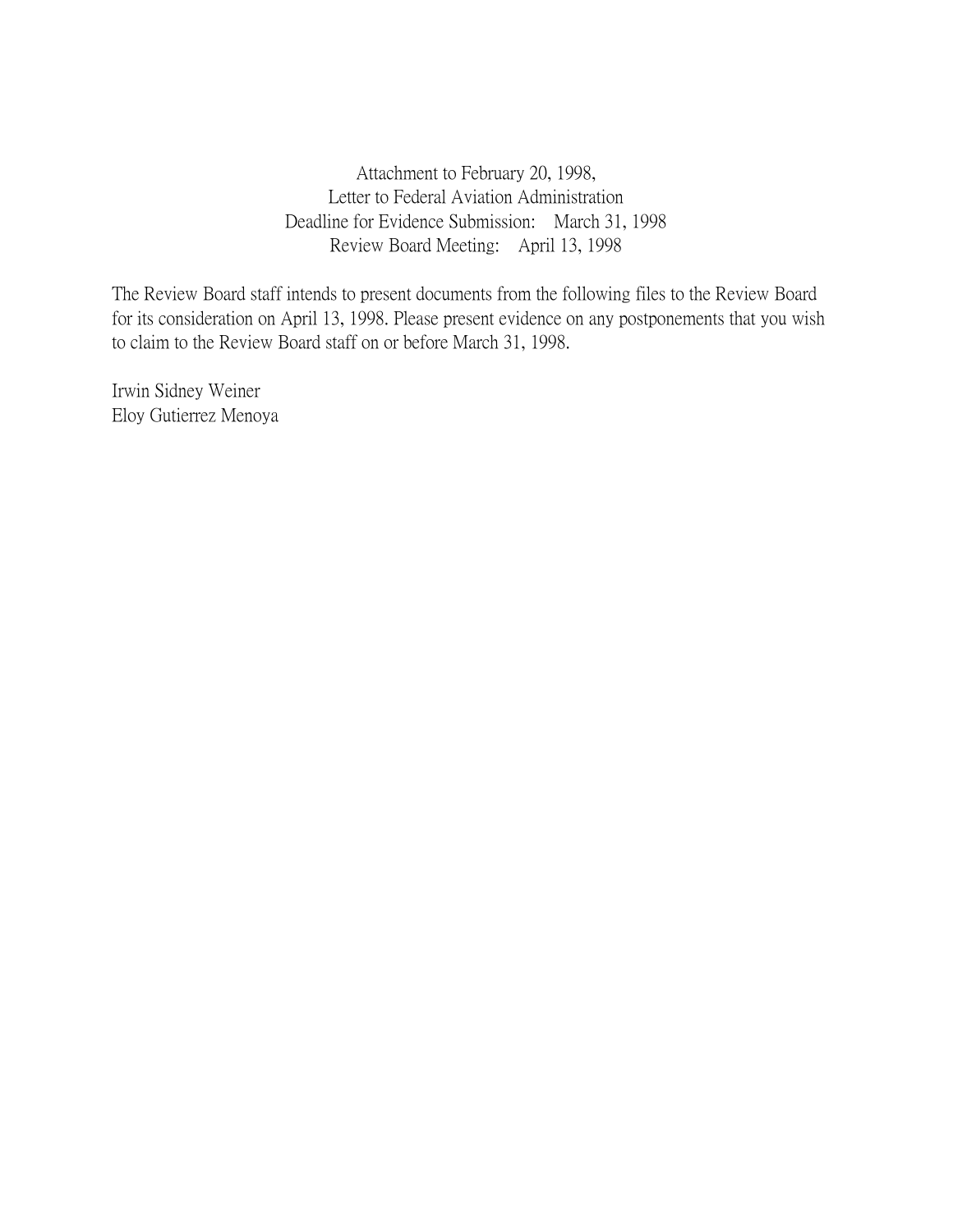Attachment to February 20, 1998,
Letter to Federal Aviation Administration
Deadline for Evidence Submission: March 31, 1998
Review Board Meeting: April 13, 1998

The Review Board staff intends to present documents from the following files to the Review Board for its consideration on April 13, 1998. Please present evidence on any postponements that you wish to claim to the Review Board staff on or before March 31, 1998.

Irwin Sidney Weiner
Eloy Gutierrez Menoya